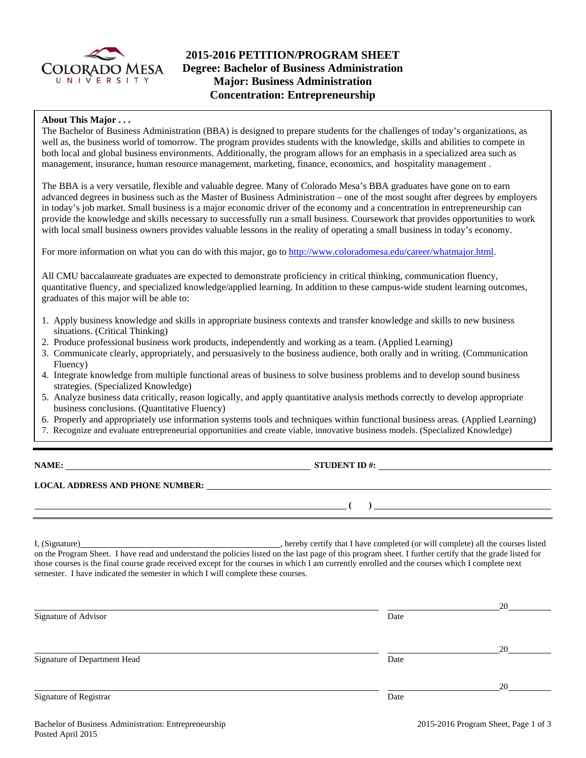# 2015-2016 PETITION/PROGRAM SHEET
## Degree: Bachelor of Business Administration
## Major: Business Administration
## Concentration: Entrepreneurship

**About This Major . . .**

The Bachelor of Business Administration (BBA) is designed to prepare students for the challenges of today's organizations, as well as, the business world of tomorrow. The program provides students with the knowledge, skills and abilities to compete in both local and global business environments. Additionally, the program allows for an emphasis in a specialized area such as management, insurance, human resource management, marketing, finance, economics, and hospitality management .

The BBA is a very versatile, flexible and valuable degree. Many of Colorado Mesa's BBA graduates have gone on to earn advanced degrees in business such as the Master of Business Administration – one of the most sought after degrees by employers in today's job market. Small business is a major economic driver of the economy and a concentration in entrepreneurship can provide the knowledge and skills necessary to successfully run a small business. Coursework that provides opportunities to work with local small business owners provides valuable lessons in the reality of operating a small business in today's economy.

For more information on what you can do with this major, go to http://www.coloradomesa.edu/career/whatmajor.html.

All CMU baccalaureate graduates are expected to demonstrate proficiency in critical thinking, communication fluency, quantitative fluency, and specialized knowledge/applied learning. In addition to these campus-wide student learning outcomes, graduates of this major will be able to:

1. Apply business knowledge and skills in appropriate business contexts and transfer knowledge and skills to new business situations. (Critical Thinking)
2. Produce professional business work products, independently and working as a team. (Applied Learning)
3. Communicate clearly, appropriately, and persuasively to the business audience, both orally and in writing. (Communication Fluency)
4. Integrate knowledge from multiple functional areas of business to solve business problems and to develop sound business strategies. (Specialized Knowledge)
5. Analyze business data critically, reason logically, and apply quantitative analysis methods correctly to develop appropriate business conclusions. (Quantitative Fluency)
6. Properly and appropriately use information systems tools and techniques within functional business areas. (Applied Learning)
7. Recognize and evaluate entrepreneurial opportunities and create viable, innovative business models. (Specialized Knowledge)

**NAME:** ______________________ **STUDENT ID #:** ______________________

**LOCAL ADDRESS AND PHONE NUMBER:** ______________________

______________________ **( )** ______________________

I, (Signature)______________________, hereby certify that I have completed (or will complete) all the courses listed on the Program Sheet. I have read and understand the policies listed on the last page of this program sheet. I further certify that the grade listed for those courses is the final course grade received except for the courses in which I am currently enrolled and the courses which I complete next semester. I have indicated the semester in which I will complete these courses.

______________________ Signature of Advisor ______________________ Date 20____

______________________ Signature of Department Head ______________________ Date 20____

______________________ Signature of Registrar ______________________ Date 20____

Bachelor of Business Administration: Entrepreneurship
Posted April 2015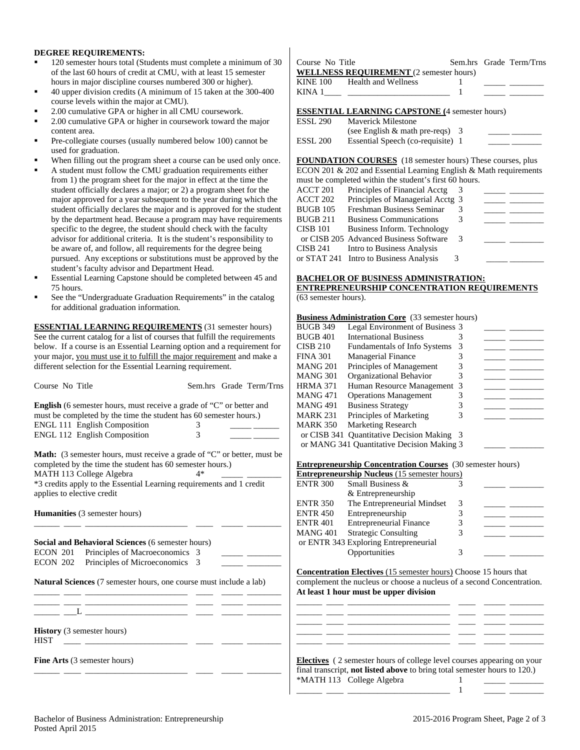**DEGREE REQUIREMENTS:**

- 120 semester hours total (Students must complete a minimum of 30 of the last 60 hours of credit at CMU, with at least 15 semester hours in major discipline courses numbered 300 or higher).
- 40 upper division credits (A minimum of 15 taken at the 300-400 course levels within the major at CMU).
- 2.00 cumulative GPA or higher in all CMU coursework.
- 2.00 cumulative GPA or higher in coursework toward the major content area.
- Pre-collegiate courses (usually numbered below 100) cannot be used for graduation.
- When filling out the program sheet a course can be used only once.
- A student must follow the CMU graduation requirements either from 1) the program sheet for the major in effect at the time the student officially declares a major; or 2) a program sheet for the major approved for a year subsequent to the year during which the student officially declares the major and is approved for the student by the department head. Because a program may have requirements specific to the degree, the student should check with the faculty advisor for additional criteria. It is the student's responsibility to be aware of, and follow, all requirements for the degree being pursued. Any exceptions or substitutions must be approved by the student's faculty advisor and Department Head.
- Essential Learning Capstone should be completed between 45 and 75 hours.
- See the "Undergraduate Graduation Requirements" in the catalog for additional graduation information.

**ESSENTIAL LEARNING REQUIREMENTS** (31 semester hours) See the current catalog for a list of courses that fulfill the requirements below. If a course is an Essential Learning option and a requirement for your major, you must use it to fulfill the major requirement and make a different selection for the Essential Learning requirement.

| Course No | Title | Sem.hrs | Grade | Term/Trns |
|---|---|---|---|---|
| **English** (6 semester hours, must receive a grade of "C" or better and must be completed by the time the student has 60 semester hours.) | | | | |
| ENGL 111 | English Composition | 3 | _____ | ______ |
| ENGL 112 | English Composition | 3 | _____ | ______ |
| **Math:** (3 semester hours, must receive a grade of "C" or better, must be completed by the time the student has 60 semester hours.) | | | | |
| MATH 113 | College Algebra | 4* | _____ | ________ |
| *3 credits apply to the Essential Learning requirements and 1 credit applies to elective credit | | | | |
| **Humanities** (3 semester hours) | | | | |
| ______ ____ | ______________________ | ____ | _____ | ________ |
| **Social and Behavioral Sciences** (6 semester hours) | | | | |
| ECON 201 | Principles of Macroeconomics | 3 | _____ | ________ |
| ECON 202 | Principles of Microeconomics | 3 | _____ | ________ |
| **Natural Sciences** (7 semester hours, one course must include a lab) | | | | |
| ______ ____ | ______________________ | ____ | _____ | ________ |
| ______ ____ | ______________________ | ____ | _____ | ________ |
| ______ ___L | ______________________ | ____ | _____ | ________ |
| **History** (3 semester hours) | | | | |
| HIST ____ | ______________________ | ____ | _____ | ________ |
| **Fine Arts** (3 semester hours) | | | | |
| ______ ____ | ______________________ | ____ | _____ | ________ |

| Course No | Title | Sem.hrs | Grade | Term/Trns |
|---|---|---|---|---|
| **WELLNESS REQUIREMENT** (2 semester hours) | | | | |
| KINE 100 | Health and Wellness | 1 | _____ | ________ |
| KINA 1____ | ______________________ | 1 | _____ | ________ |
| **ESSENTIAL LEARNING CAPSTONE (**4 semester hours) | | | | |
| ESSL 290 | Maverick Milestone (see English & math pre-reqs) | 3 | _____ | _______ |
| ESSL 200 | Essential Speech (co-requisite) | 1 | _____ | _______ |

**FOUNDATION COURSES** (18 semester hours) These courses, plus ECON 201 & 202 and Essential Learning English & Math requirements must be completed within the student's first 60 hours.

| Course No | Title | Sem.hrs | Grade | Term/Trns |
|---|---|---|---|---|
| ACCT 201 | Principles of Financial Acctg | 3 | _____ | ________ |
| ACCT 202 | Principles of Managerial Acctg | 3 | _____ | ________ |
| BUGB 105 | Freshman Business Seminar | 3 | _____ | ________ |
| BUGB 211 | Business Communications | 3 | _____ | ________ |
| CISB 101 or CISB 205 | Business Inform. Technology or Advanced Business Software | 3 | _____ | ________ |
| CISB 241 or STAT 241 | Intro to Business Analysis or Intro to Business Analysis | 3 | _____ | ________ |

**BACHELOR OF BUSINESS ADMINISTRATION: ENTREPRENEURSHIP CONCENTRATION REQUIREMENTS** (63 semester hours).

**Business Administration Core** (33 semester hours)

| Course No | Title | Sem.hrs | Grade | Term/Trns |
|---|---|---|---|---|
| BUGB 349 | Legal Environment of Business | 3 | _____ | ________ |
| BUGB 401 | International Business | 3 | _____ | ________ |
| CISB 210 | Fundamentals of Info Systems | 3 | _____ | ________ |
| FINA 301 | Managerial Finance | 3 | _____ | ________ |
| MANG 201 | Principles of Management | 3 | _____ | ________ |
| MANG 301 | Organizational Behavior | 3 | _____ | ________ |
| HRMA 371 | Human Resource Management | 3 | _____ | ________ |
| MANG 471 | Operations Management | 3 | _____ | ________ |
| MANG 491 | Business Strategy | 3 | _____ | ________ |
| MARK 231 | Principles of Marketing | 3 | _____ | ________ |
| MARK 350 | Marketing Research | | | |
| or CISB 341 | Quantitative Decision Making | 3 | | |
| or MANG 341 | Quantitative Decision Making | 3 | _____ | ________ |

**Entrepreneurship Concentration Courses** (30 semester hours)

**Entrepreneurship Nucleus** (15 semester hours)

| Course No | Title | Sem.hrs | Grade | Term/Trns |
|---|---|---|---|---|
| ENTR 300 | Small Business & & Entrepreneurship | 3 | _____ | ________ |
| ENTR 350 | The Entrepreneurial Mindset | 3 | _____ | ________ |
| ENTR 450 | Entrepreneurship | 3 | _____ | ________ |
| ENTR 401 | Entrepreneurial Finance | 3 | _____ | ________ |
| MANG 401 | Strategic Consulting | 3 | _____ | ________ |
| or ENTR 343 | Exploring Entrepreneurial Opportunities | 3 | _____ | ________ |

**Concentration Electives** (15 semester hours) Choose 15 hours that complement the nucleus or choose a nucleus of a second Concentration. **At least 1 hour must be upper division**

| Course No | Title | Sem.hrs | Grade | Term/Trns |
|---|---|---|---|---|
| ______ ____ | ______________________ | ____ | _____ | ________ |
| ______ ____ | ______________________ | ____ | _____ | ________ |
| ______ ____ | ______________________ | ____ | _____ | ________ |
| ______ ____ | ______________________ | ____ | _____ | ________ |
| ______ ____ | ______________________ | ____ | _____ | ________ |

**Electives** ( 2 semester hours of college level courses appearing on your final transcript, **not listed above** to bring total semester hours to 120.)

| Course No | Title | Sem.hrs | Grade | Term/Trns |
|---|---|---|---|---|
| *MATH 113 | College Algebra | 1 | _____ | ________ |
| ______ ____ | ______________________ | 1 | _____ | ________ |

Bachelor of Business Administration: Entrepreneurship
Posted April 2015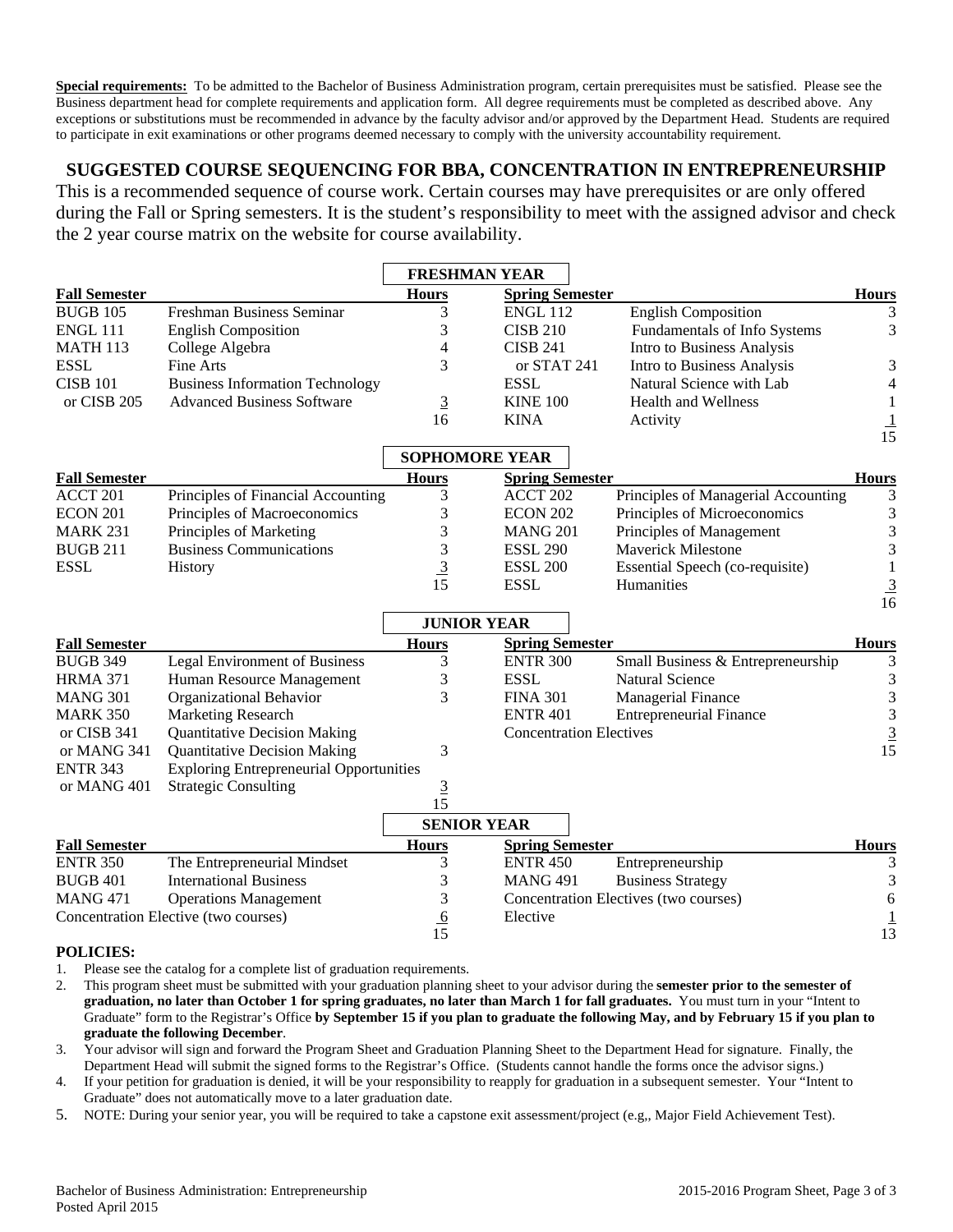**Special requirements:** To be admitted to the Bachelor of Business Administration program, certain prerequisites must be satisfied. Please see the Business department head for complete requirements and application form. All degree requirements must be completed as described above. Any exceptions or substitutions must be recommended in advance by the faculty advisor and/or approved by the Department Head. Students are required to participate in exit examinations or other programs deemed necessary to comply with the university accountability requirement.

## SUGGESTED COURSE SEQUENCING FOR BBA, CONCENTRATION IN ENTREPRENEURSHIP

This is a recommended sequence of course work. Certain courses may have prerequisites or are only offered during the Fall or Spring semesters. It is the student's responsibility to meet with the assigned advisor and check the 2 year course matrix on the website for course availability.

### FRESHMAN YEAR

| Fall Semester | | Hours | Spring Semester | | Hours |
|---|---|---|---|---|---|
| BUGB 105 | Freshman Business Seminar | 3 | ENGL 112 | English Composition | 3 |
| ENGL 111 | English Composition | 3 | CISB 210 | Fundamentals of Info Systems | 3 |
| MATH 113 | College Algebra | 4 | CISB 241 | Intro to Business Analysis | |
| ESSL | Fine Arts | 3 | or STAT 241 | Intro to Business Analysis | 3 |
| CISB 101 | Business Information Technology | | ESSL | Natural Science with Lab | 4 |
| or CISB 205 | Advanced Business Software | 3 | KINE 100 | Health and Wellness | 1 |
| | | 16 | KINA | Activity | 1 |
| | | | | | 15 |

### SOPHOMORE YEAR

| Fall Semester | | Hours | Spring Semester | | Hours |
|---|---|---|---|---|---|
| ACCT 201 | Principles of Financial Accounting | 3 | ACCT 202 | Principles of Managerial Accounting | 3 |
| ECON 201 | Principles of Macroeconomics | 3 | ECON 202 | Principles of Microeconomics | 3 |
| MARK 231 | Principles of Marketing | 3 | MANG 201 | Principles of Management | 3 |
| BUGB 211 | Business Communications | 3 | ESSL 290 | Maverick Milestone | 3 |
| ESSL | History | 3 | ESSL 200 | Essential Speech (co-requisite) | 1 |
| | | 15 | ESSL | Humanities | 3 |
| | | | | | 16 |

### JUNIOR YEAR

| Fall Semester | | Hours | Spring Semester | | Hours |
|---|---|---|---|---|---|
| BUGB 349 | Legal Environment of Business | 3 | ENTR 300 | Small Business & Entrepreneurship | 3 |
| HRMA 371 | Human Resource Management | 3 | ESSL | Natural Science | 3 |
| MANG 301 | Organizational Behavior | 3 | FINA 301 | Managerial Finance | 3 |
| MARK 350 | Marketing Research | | ENTR 401 | Entrepreneurial Finance | 3 |
| or CISB 341 | Quantitative Decision Making | | Concentration Electives | | 3 |
| or MANG 341 | Quantitative Decision Making | 3 | | | 15 |
| ENTR 343 | Exploring Entrepreneurial Opportunities | | | | |
| or MANG 401 | Strategic Consulting | 3 | | | |
| | | 15 | | | |

### SENIOR YEAR

| Fall Semester | | Hours | Spring Semester | | Hours |
|---|---|---|---|---|---|
| ENTR 350 | The Entrepreneurial Mindset | 3 | ENTR 450 | Entrepreneurship | 3 |
| BUGB 401 | International Business | 3 | MANG 491 | Business Strategy | 3 |
| MANG 471 | Operations Management | 3 | Concentration Electives (two courses) | | 6 |
| Concentration Elective (two courses) | | 6 | Elective | | 1 |
| | | 15 | | | 13 |

**POLICIES:**

1. Please see the catalog for a complete list of graduation requirements.
2. This program sheet must be submitted with your graduation planning sheet to your advisor during the **semester prior to the semester of graduation, no later than October 1 for spring graduates, no later than March 1 for fall graduates.** You must turn in your "Intent to Graduate" form to the Registrar's Office **by September 15 if you plan to graduate the following May, and by February 15 if you plan to graduate the following December**.
3. Your advisor will sign and forward the Program Sheet and Graduation Planning Sheet to the Department Head for signature. Finally, the Department Head will submit the signed forms to the Registrar's Office. (Students cannot handle the forms once the advisor signs.)
4. If your petition for graduation is denied, it will be your responsibility to reapply for graduation in a subsequent semester. Your "Intent to Graduate" does not automatically move to a later graduation date.
5. NOTE: During your senior year, you will be required to take a capstone exit assessment/project (e.g,, Major Field Achievement Test).

Bachelor of Business Administration: Entrepreneurship
Posted April 2015